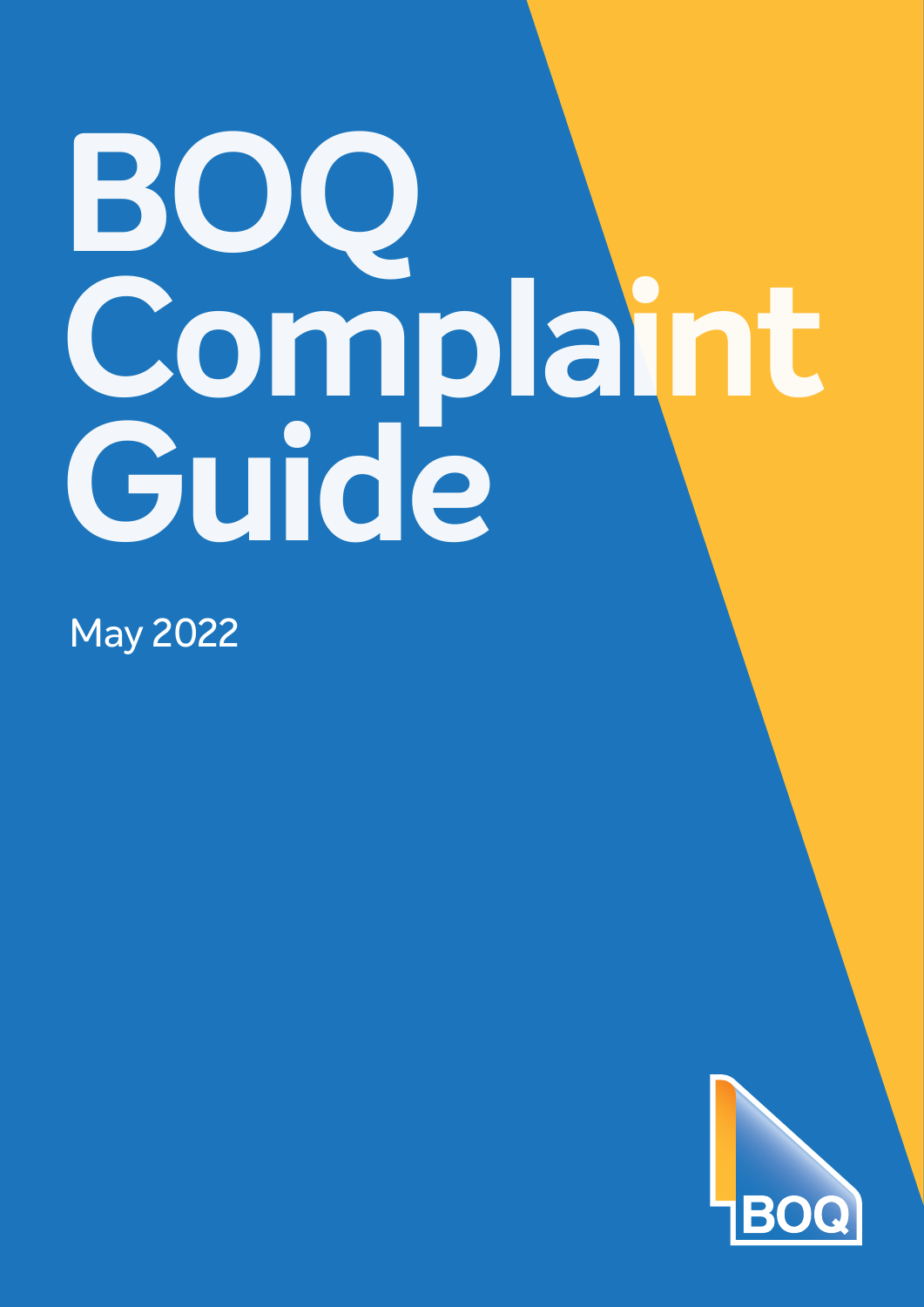# BOQ Complaint Guide

May 2022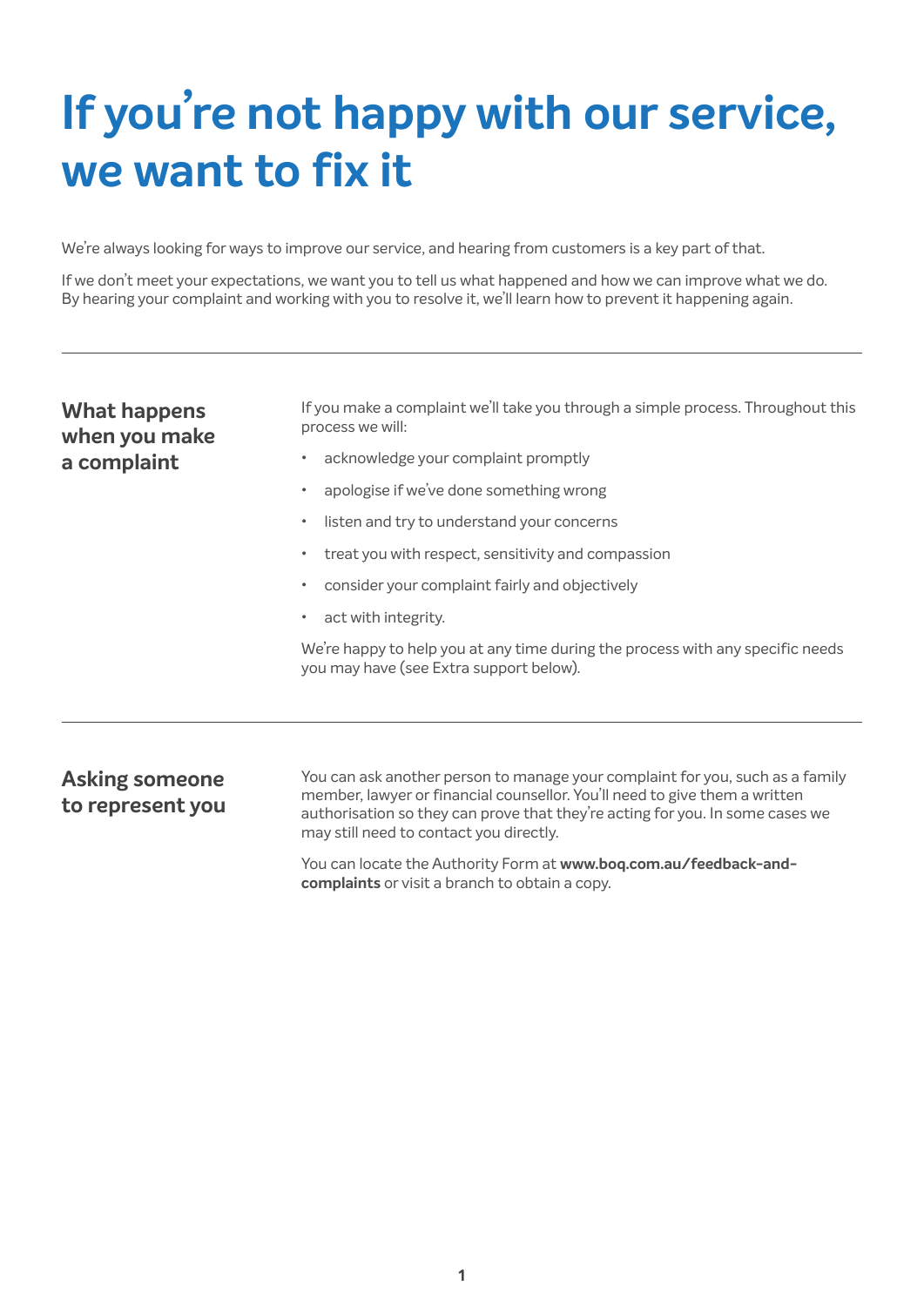# If you're not happy with our service, we want to fix it

We're always looking for ways to improve our service, and hearing from customers is a key part of that.

If we don't meet your expectations, we want you to tell us what happened and how we can improve what we do. By hearing your complaint and working with you to resolve it, we'll learn how to prevent it happening again.

---

## What happens when you make a complaint

If you make a complaint we'll take you through a simple process. Throughout this process we will:

- acknowledge your complaint promptly
- apologise if we've done something wrong
- listen and try to understand your concerns
- treat you with respect, sensitivity and compassion
- consider your complaint fairly and objectively
- act with integrity.

We're happy to help you at any time during the process with any specific needs you may have (see Extra support below).

---

## Asking someone to represent you

You can ask another person to manage your complaint for you, such as a family member, lawyer or financial counsellor. You'll need to give them a written authorisation so they can prove that they're acting for you. In some cases we may still need to contact you directly.

You can locate the Authority Form at **www.boq.com.au/feedback-and-complaints** or visit a branch to obtain a copy.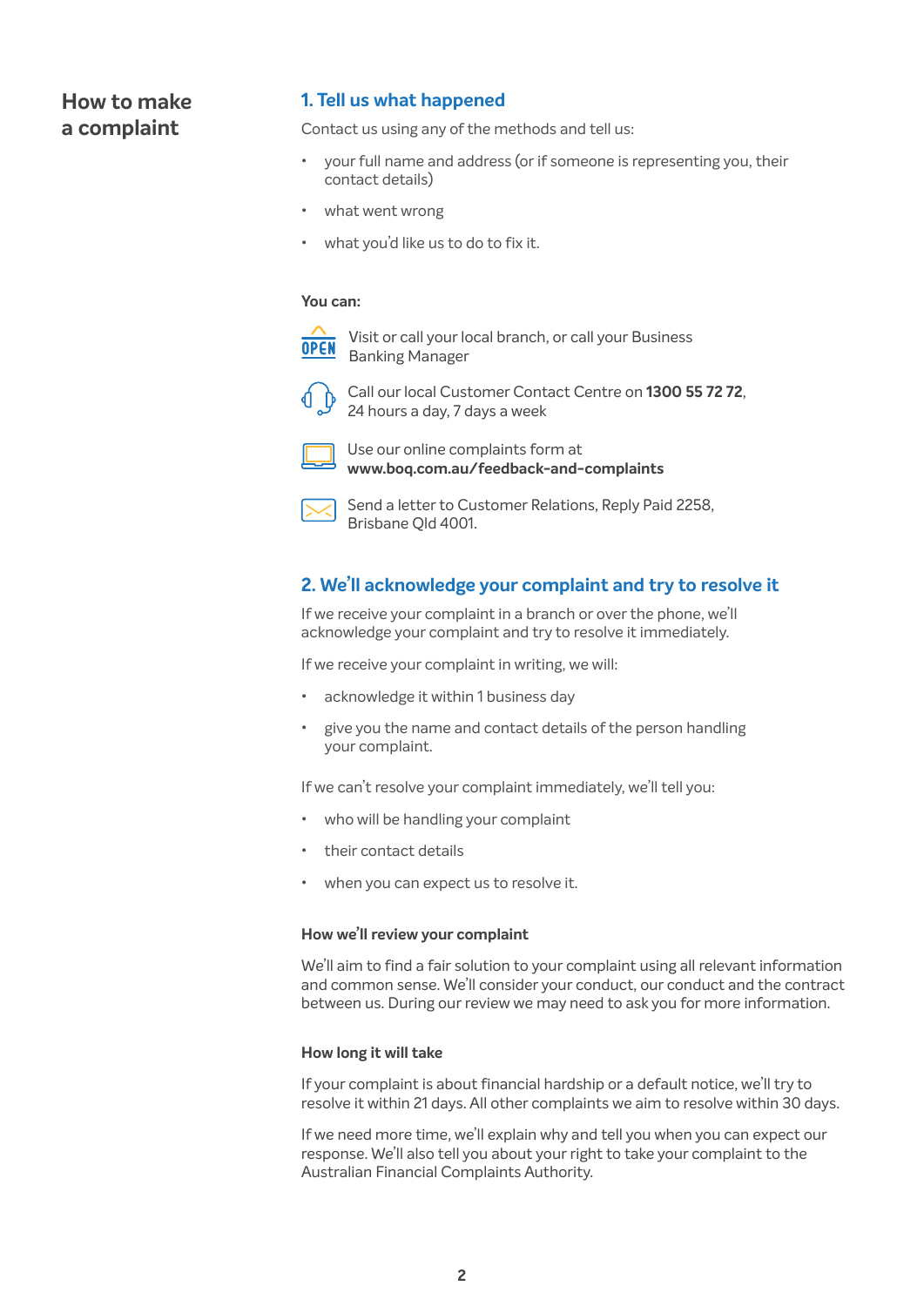# How to make a complaint

## 1. Tell us what happened

Contact us using any of the methods and tell us:

- your full name and address (or if someone is representing you, their contact details)
- what went wrong
- what you'd like us to do to fix it.

**You can:**

- Visit or call your local branch, or call your Business Banking Manager
- Call our local Customer Contact Centre on **1300 55 72 72**, 24 hours a day, 7 days a week
- Use our online complaints form at **www.boq.com.au/feedback-and-complaints**
- Send a letter to Customer Relations, Reply Paid 2258, Brisbane Qld 4001.

## 2. We'll acknowledge your complaint and try to resolve it

If we receive your complaint in a branch or over the phone, we'll acknowledge your complaint and try to resolve it immediately.

If we receive your complaint in writing, we will:

- acknowledge it within 1 business day
- give you the name and contact details of the person handling your complaint.

If we can't resolve your complaint immediately, we'll tell you:

- who will be handling your complaint
- their contact details
- when you can expect us to resolve it.

### How we'll review your complaint

We'll aim to find a fair solution to your complaint using all relevant information and common sense. We'll consider your conduct, our conduct and the contract between us. During our review we may need to ask you for more information.

### How long it will take

If your complaint is about financial hardship or a default notice, we'll try to resolve it within 21 days. All other complaints we aim to resolve within 30 days.

If we need more time, we'll explain why and tell you when you can expect our response. We'll also tell you about your right to take your complaint to the Australian Financial Complaints Authority.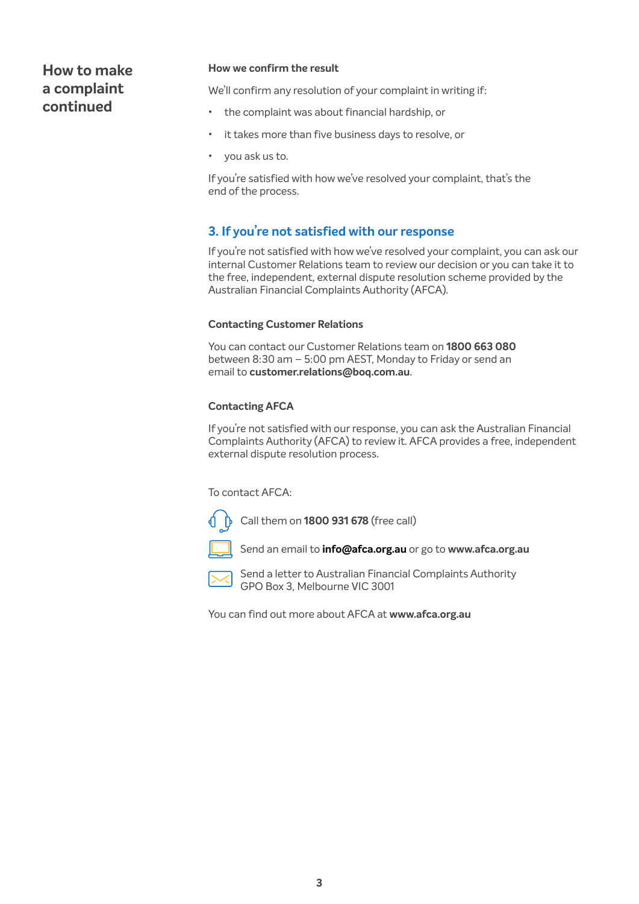## How to make a complaint continued

### How we confirm the result

We'll confirm any resolution of your complaint in writing if:

- the complaint was about financial hardship, or
- it takes more than five business days to resolve, or
- you ask us to.

If you're satisfied with how we've resolved your complaint, that's the end of the process.

## 3. If you're not satisfied with our response

If you're not satisfied with how we've resolved your complaint, you can ask our internal Customer Relations team to review our decision or you can take it to the free, independent, external dispute resolution scheme provided by the Australian Financial Complaints Authority (AFCA).

### Contacting Customer Relations

You can contact our Customer Relations team on **1800 663 080** between 8:30 am – 5:00 pm AEST, Monday to Friday or send an email to **customer.relations@boq.com.au**.

### Contacting AFCA

If you're not satisfied with our response, you can ask the Australian Financial Complaints Authority (AFCA) to review it. AFCA provides a free, independent external dispute resolution process.

To contact AFCA:

- Call them on **1800 931 678** (free call)
- Send an email to **info@afca.org.au** or go to **www.afca.org.au**
- Send a letter to Australian Financial Complaints Authority GPO Box 3, Melbourne VIC 3001

You can find out more about AFCA at **www.afca.org.au**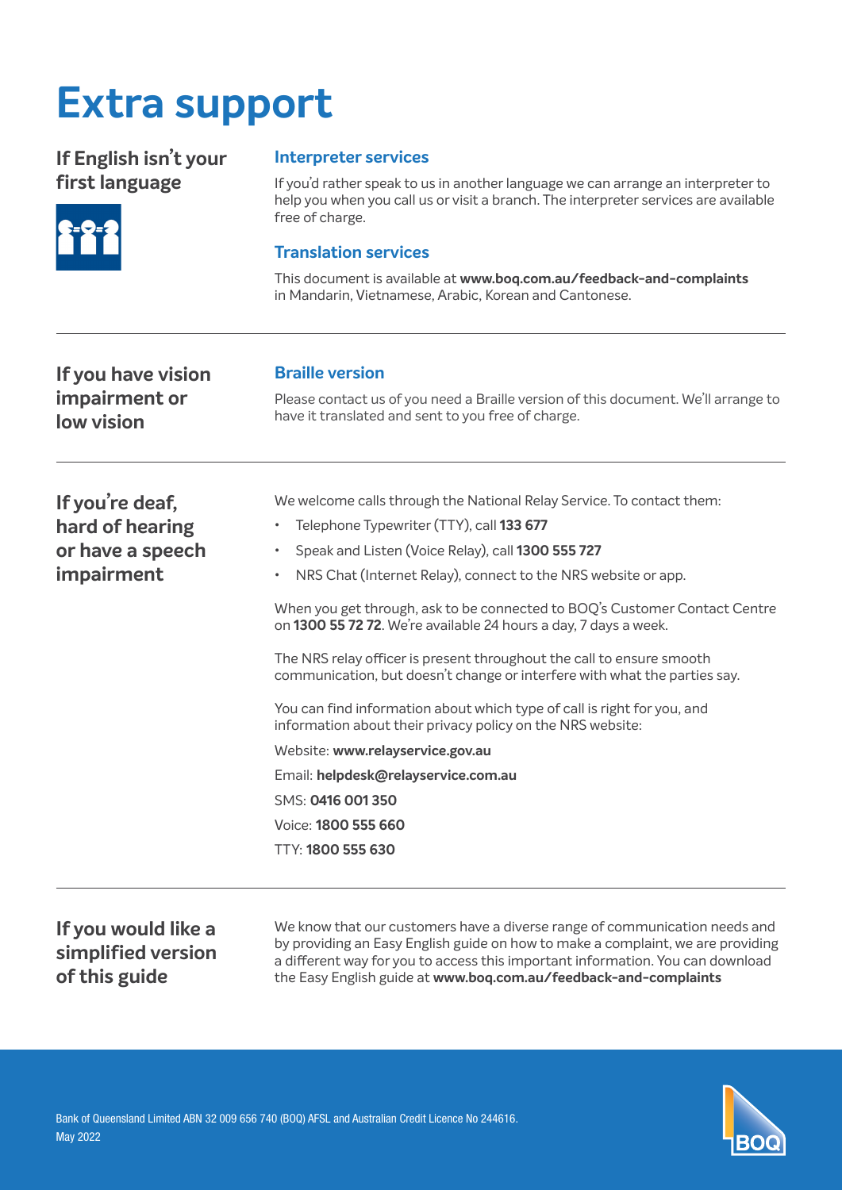# Extra support

## If English isn't your first language

### Interpreter services

If you'd rather speak to us in another language we can arrange an interpreter to help you when you call us or visit a branch. The interpreter services are available free of charge.

### Translation services

This document is available at **www.boq.com.au/feedback-and-complaints** in Mandarin, Vietnamese, Arabic, Korean and Cantonese.

## If you have vision impairment or low vision

### Braille version

Please contact us of you need a Braille version of this document. We'll arrange to have it translated and sent to you free of charge.

## If you're deaf, hard of hearing or have a speech impairment

We welcome calls through the National Relay Service. To contact them:

- Telephone Typewriter (TTY), call **133 677**
- Speak and Listen (Voice Relay), call **1300 555 727**
- NRS Chat (Internet Relay), connect to the NRS website or app.

When you get through, ask to be connected to BOQ's Customer Contact Centre on **1300 55 72 72**. We're available 24 hours a day, 7 days a week.

The NRS relay officer is present throughout the call to ensure smooth communication, but doesn't change or interfere with what the parties say.

You can find information about which type of call is right for you, and information about their privacy policy on the NRS website:

Website: **www.relayservice.gov.au**

Email: **helpdesk@relayservice.com.au**

SMS: **0416 001 350**

Voice: **1800 555 660**

TTY: **1800 555 630**

## If you would like a simplified version of this guide

We know that our customers have a diverse range of communication needs and by providing an Easy English guide on how to make a complaint, we are providing a different way for you to access this important information. You can download the Easy English guide at **www.boq.com.au/feedback-and-complaints**

Bank of Queensland Limited ABN 32 009 656 740 (BOQ) AFSL and Australian Credit Licence No 244616.
May 2022